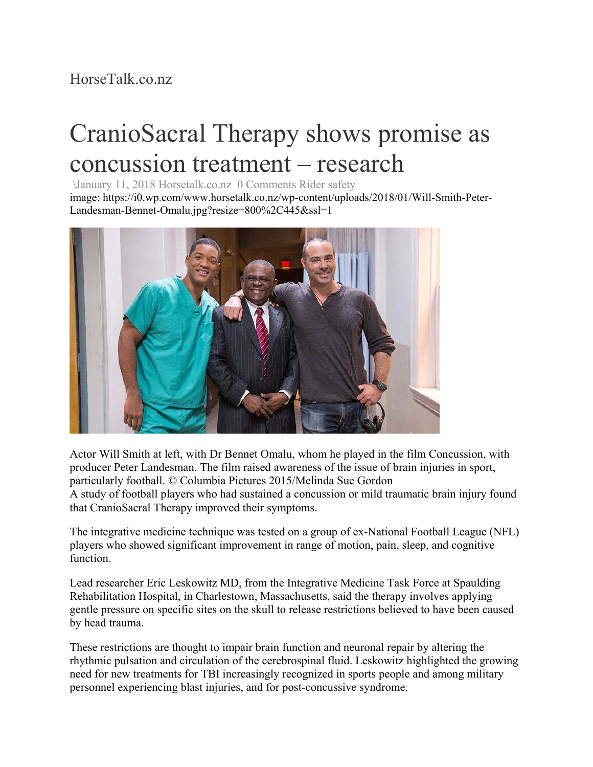HorseTalk.co.nz

# CranioSacral Therapy shows promise as concussion treatment – research

\January 11, 2018 Horsetalk.co.nz 0 Comments Rider safety

image: https://i0.wp.com/www.horsetalk.co.nz/wp-content/uploads/2018/01/Will-Smith-Peter-Landesman-Bennet-Omalu.jpg?resize=800%2C445&ssl=1

Actor Will Smith at left, with Dr Bennet Omalu, whom he played in the film Concussion, with producer Peter Landesman. The film raised awareness of the issue of brain injuries in sport, particularly football. © Columbia Pictures 2015/Melinda Sue Gordon

A study of football players who had sustained a concussion or mild traumatic brain injury found that CranioSacral Therapy improved their symptoms.

The integrative medicine technique was tested on a group of ex-National Football League (NFL) players who showed significant improvement in range of motion, pain, sleep, and cognitive function.

Lead researcher Eric Leskowitz MD, from the Integrative Medicine Task Force at Spaulding Rehabilitation Hospital, in Charlestown, Massachusetts, said the therapy involves applying gentle pressure on specific sites on the skull to release restrictions believed to have been caused by head trauma.

These restrictions are thought to impair brain function and neuronal repair by altering the rhythmic pulsation and circulation of the cerebrospinal fluid. Leskowitz highlighted the growing need for new treatments for TBI increasingly recognized in sports people and among military personnel experiencing blast injuries, and for post-concussive syndrome.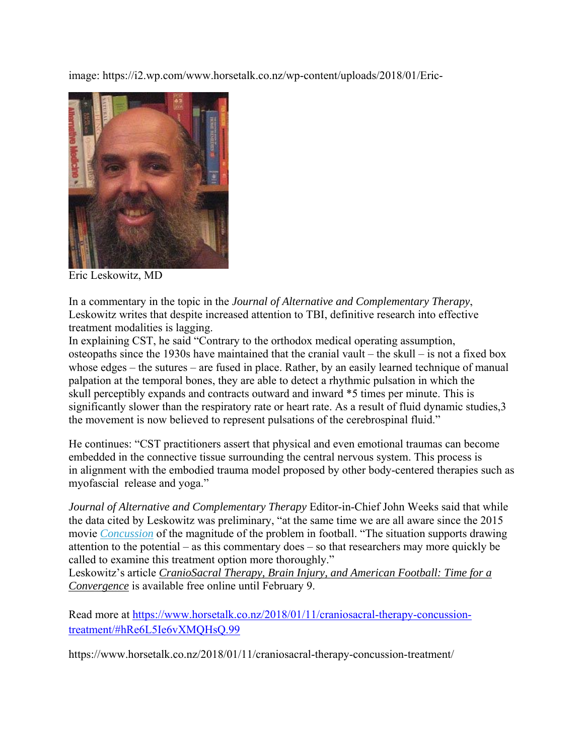image: https://i2.wp.com/www.horsetalk.co.nz/wp-content/uploads/2018/01/Eric-

Eric Leskowitz, MD

In a commentary in the topic in the *Journal of Alternative and Complementary Therapy*, Leskowitz writes that despite increased attention to TBI, definitive research into effective treatment modalities is lagging.

In explaining CST, he said "Contrary to the orthodox medical operating assumption, osteopaths since the 1930s have maintained that the cranial vault – the skull – is not a fixed box whose edges – the sutures – are fused in place. Rather, by an easily learned technique of manual palpation at the temporal bones, they are able to detect a rhythmic pulsation in which the skull perceptibly expands and contracts outward and inward *5 times per minute. This is significantly slower than the respiratory rate or heart rate. As a result of fluid dynamic studies,3 the movement is now believed to represent pulsations of the cerebrospinal fluid."

He continues: "CST practitioners assert that physical and even emotional traumas can become embedded in the connective tissue surrounding the central nervous system. This process is in alignment with the embodied trauma model proposed by other body-centered therapies such as myofascial release and yoga."

*Journal of Alternative and Complementary Therapy* Editor-in-Chief John Weeks said that while the data cited by Leskowitz was preliminary, "at the same time we are all aware since the 2015 movie *Concussion* of the magnitude of the problem in football. "The situation supports drawing attention to the potential – as this commentary does – so that researchers may more quickly be called to examine this treatment option more thoroughly."

Leskowitz's article *CranioSacral Therapy, Brain Injury, and American Football: Time for a Convergence* is available free online until February 9.

Read more at https://www.horsetalk.co.nz/2018/01/11/craniosacral-therapy-concussion-treatment/#hRe6L5Ie6vXMQHsQ.99

https://www.horsetalk.co.nz/2018/01/11/craniosacral-therapy-concussion-treatment/